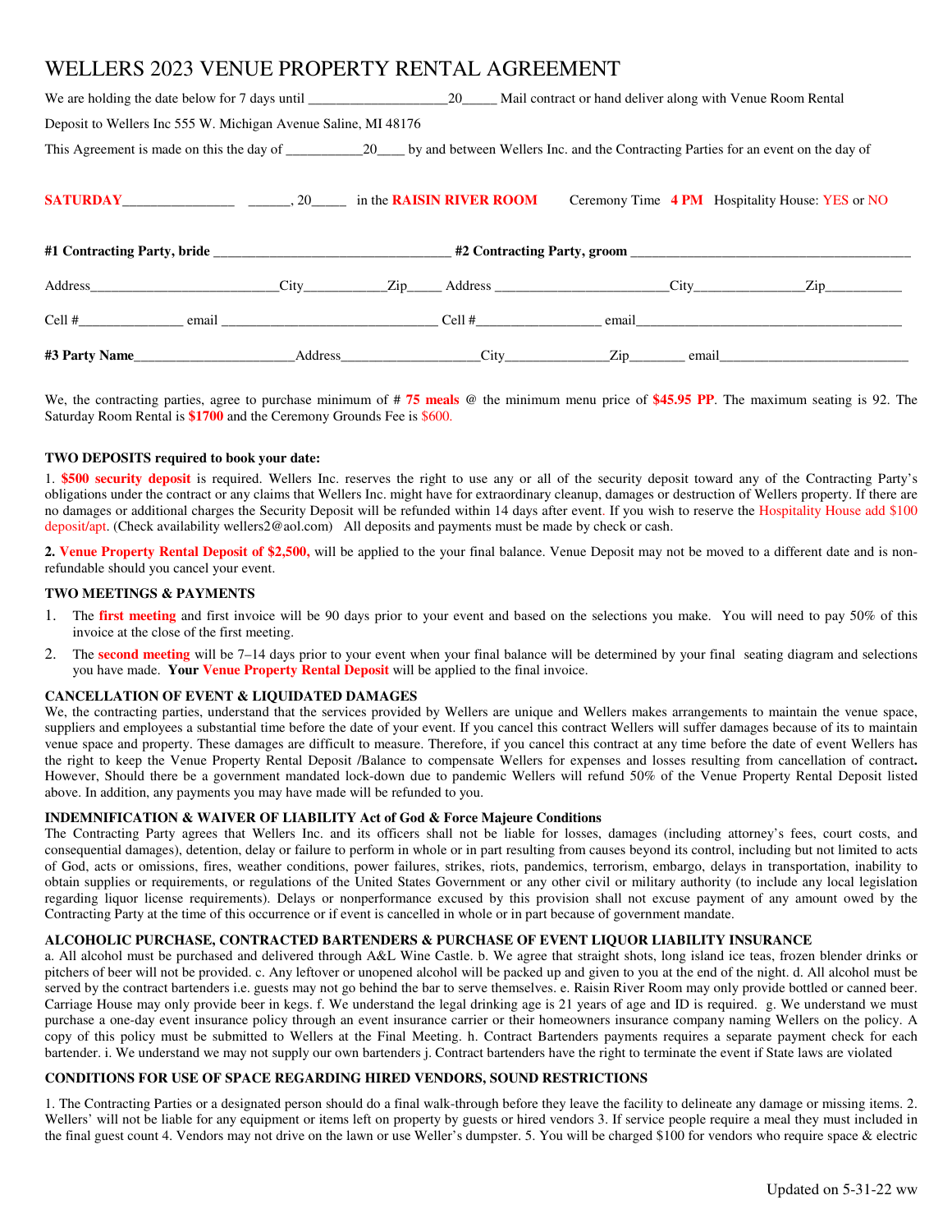# WELLERS 2023 VENUE PROPERTY RENTAL AGREEMENT

We are holding the date below for 7 days until ____________________20_____ Mail contract or hand deliver along with Venue Room Rental Deposit to Wellers Inc 555 W. Michigan Avenue Saline, MI 48176

This Agreement is made on this the day of ___________20____ by and between Wellers Inc. and the Contracting Parties for an event on the day of

**SATURDAY**________________ ______, 20_____ in the **RAISIN RIVER ROOM** Ceremony Time **4 PM** Hospitality House: YES or NO

**#1 Contracting Party, bride** _________________________________ **#2 Contracting Party, groom** ________________________________________

Address__________________________City___________Zip_____ Address ________________________City_______________Zip__________

Cell #______________ email ______________________________ Cell #_________________ email______________________________________

**#3 Party Name**______________________Address___________________City______________Zip_______ email__________________________

We, the contracting parties, agree to purchase minimum of # **75 meals** @ the minimum menu price of **$45.95 PP**. The maximum seating is 92. The Saturday Room Rental is **$1700** and the Ceremony Grounds Fee is $600.

**TWO DEPOSITS required to book your date:**

1. **$500 security deposit** is required. Wellers Inc. reserves the right to use any or all of the security deposit toward any of the Contracting Party's obligations under the contract or any claims that Wellers Inc. might have for extraordinary cleanup, damages or destruction of Wellers property. If there are no damages or additional charges the Security Deposit will be refunded within 14 days after event. If you wish to reserve the Hospitality House add $100 deposit/apt. (Check availability wellers2@aol.com) All deposits and payments must be made by check or cash.

2. **Venue Property Rental Deposit of $2,500,** will be applied to the your final balance. Venue Deposit may not be moved to a different date and is non-refundable should you cancel your event.

**TWO MEETINGS & PAYMENTS**

1. The **first meeting** and first invoice will be 90 days prior to your event and based on the selections you make. You will need to pay 50% of this invoice at the close of the first meeting.
2. The **second meeting** will be 7–14 days prior to your event when your final balance will be determined by your final seating diagram and selections you have made. **Your Venue Property Rental Deposit** will be applied to the final invoice.

**CANCELLATION OF EVENT & LIQUIDATED DAMAGES**

We, the contracting parties, understand that the services provided by Wellers are unique and Wellers makes arrangements to maintain the venue space, suppliers and employees a substantial time before the date of your event. If you cancel this contract Wellers will suffer damages because of its to maintain venue space and property. These damages are difficult to measure. Therefore, if you cancel this contract at any time before the date of event Wellers has the right to keep the Venue Property Rental Deposit /Balance to compensate Wellers for expenses and losses resulting from cancellation of contract**.** However, Should there be a government mandated lock-down due to pandemic Wellers will refund 50% of the Venue Property Rental Deposit listed above. In addition, any payments you may have made will be refunded to you.

**INDEMNIFICATION & WAIVER OF LIABILITY Act of God & Force Majeure Conditions**

The Contracting Party agrees that Wellers Inc. and its officers shall not be liable for losses, damages (including attorney's fees, court costs, and consequential damages), detention, delay or failure to perform in whole or in part resulting from causes beyond its control, including but not limited to acts of God, acts or omissions, fires, weather conditions, power failures, strikes, riots, pandemics, terrorism, embargo, delays in transportation, inability to obtain supplies or requirements, or regulations of the United States Government or any other civil or military authority (to include any local legislation regarding liquor license requirements). Delays or nonperformance excused by this provision shall not excuse payment of any amount owed by the Contracting Party at the time of this occurrence or if event is cancelled in whole or in part because of government mandate.

**ALCOHOLIC PURCHASE, CONTRACTED BARTENDERS & PURCHASE OF EVENT LIQUOR LIABILITY INSURANCE**

a. All alcohol must be purchased and delivered through A&L Wine Castle. b. We agree that straight shots, long island ice teas, frozen blender drinks or pitchers of beer will not be provided. c. Any leftover or unopened alcohol will be packed up and given to you at the end of the night. d. All alcohol must be served by the contract bartenders i.e. guests may not go behind the bar to serve themselves. e. Raisin River Room may only provide bottled or canned beer. Carriage House may only provide beer in kegs. f. We understand the legal drinking age is 21 years of age and ID is required. g. We understand we must purchase a one-day event insurance policy through an event insurance carrier or their homeowners insurance company naming Wellers on the policy. A copy of this policy must be submitted to Wellers at the Final Meeting. h. Contract Bartenders payments requires a separate payment check for each bartender. i. We understand we may not supply our own bartenders j. Contract bartenders have the right to terminate the event if State laws are violated

**CONDITIONS FOR USE OF SPACE REGARDING HIRED VENDORS, SOUND RESTRICTIONS**

1. The Contracting Parties or a designated person should do a final walk-through before they leave the facility to delineate any damage or missing items. 2. Wellers' will not be liable for any equipment or items left on property by guests or hired vendors 3. If service people require a meal they must included in the final guest count 4. Vendors may not drive on the lawn or use Weller's dumpster. 5. You will be charged $100 for vendors who require space & electric

Updated on 5-31-22 ww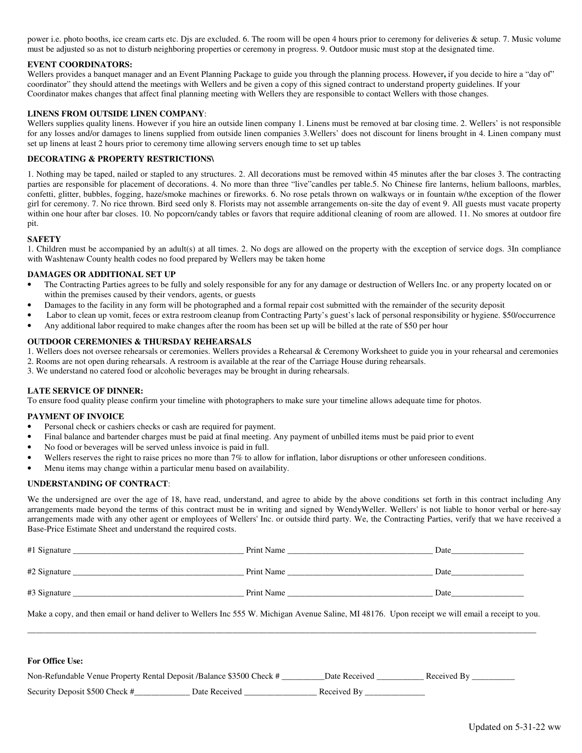power i.e. photo booths, ice cream carts etc. Djs are excluded. 6. The room will be open 4 hours prior to ceremony for deliveries & setup. 7. Music volume must be adjusted so as not to disturb neighboring properties or ceremony in progress. 9. Outdoor music must stop at the designated time.

**EVENT COORDINATORS:**

Wellers provides a banquet manager and an Event Planning Package to guide you through the planning process. However**,** if you decide to hire a "day of" coordinator" they should attend the meetings with Wellers and be given a copy of this signed contract to understand property guidelines. If your Coordinator makes changes that affect final planning meeting with Wellers they are responsible to contact Wellers with those changes.

**LINENS FROM OUTSIDE LINEN COMPANY**:

Wellers supplies quality linens. However if you hire an outside linen company 1. Linens must be removed at bar closing time. 2. Wellers' is not responsible for any losses and/or damages to linens supplied from outside linen companies 3.Wellers' does not discount for linens brought in 4. Linen company must set up linens at least 2 hours prior to ceremony time allowing servers enough time to set up tables

**DECORATING & PROPERTY RESTRICTIONS\**

1. Nothing may be taped, nailed or stapled to any structures. 2. All decorations must be removed within 45 minutes after the bar closes 3. The contracting parties are responsible for placement of decorations. 4. No more than three "live"candles per table.5. No Chinese fire lanterns, helium balloons, marbles, confetti, glitter, bubbles, fogging, haze/smoke machines or fireworks. 6. No rose petals thrown on walkways or in fountain w/the exception of the flower girl for ceremony. 7. No rice thrown. Bird seed only 8. Florists may not assemble arrangements on-site the day of event 9. All guests must vacate property within one hour after bar closes. 10. No popcorn/candy tables or favors that require additional cleaning of room are allowed. 11. No smores at outdoor fire pit.

**SAFETY**

1. Children must be accompanied by an adult(s) at all times. 2. No dogs are allowed on the property with the exception of service dogs. 3In compliance with Washtenaw County health codes no food prepared by Wellers may be taken home

**DAMAGES OR ADDITIONAL SET UP**

- The Contracting Parties agrees to be fully and solely responsible for any for any damage or destruction of Wellers Inc. or any property located on or within the premises caused by their vendors, agents, or guests
- Damages to the facility in any form will be photographed and a formal repair cost submitted with the remainder of the security deposit
- Labor to clean up vomit, feces or extra restroom cleanup from Contracting Party's guest's lack of personal responsibility or hygiene. $50/occurrence
- Any additional labor required to make changes after the room has been set up will be billed at the rate of $50 per hour

**OUTDOOR CEREMONIES & THURSDAY REHEARSALS**

1. Wellers does not oversee rehearsals or ceremonies. Wellers provides a Rehearsal & Ceremony Worksheet to guide you in your rehearsal and ceremonies
2. Rooms are not open during rehearsals. A restroom is available at the rear of the Carriage House during rehearsals.
3. We understand no catered food or alcoholic beverages may be brought in during rehearsals.

**LATE SERVICE OF DINNER:**

To ensure food quality please confirm your timeline with photographers to make sure your timeline allows adequate time for photos.

**PAYMENT OF INVOICE**

- Personal check or cashiers checks or cash are required for payment.
- Final balance and bartender charges must be paid at final meeting. Any payment of unbilled items must be paid prior to event
- No food or beverages will be served unless invoice is paid in full.
- Wellers reserves the right to raise prices no more than 7% to allow for inflation, labor disruptions or other unforeseen conditions.
- Menu items may change within a particular menu based on availability.

**UNDERSTANDING OF CONTRACT**:

We the undersigned are over the age of 18, have read, understand, and agree to abide by the above conditions set forth in this contract including Any arrangements made beyond the terms of this contract must be in writing and signed by WendyWeller. Wellers' is not liable to honor verbal or here-say arrangements made with any other agent or employees of Wellers' Inc. or outside third party. We, the Contracting Parties, verify that we have received a Base-Price Estimate Sheet and understand the required costs.

#1 Signature ________________________________________ Print Name __________________________________ Date_________________

#2 Signature ________________________________________ Print Name __________________________________ Date_________________

#3 Signature ________________________________________ Print Name __________________________________ Date_________________

Make a copy, and then email or hand deliver to Wellers Inc 555 W. Michigan Avenue Saline, MI 48176. Upon receipt we will email a receipt to you.

---

**For Office Use:**

Non-Refundable Venue Property Rental Deposit /Balance $3500 Check # __________Date Received ___________ Received By __________

Security Deposit $500 Check #_____________ Date Received _________________ Received By ______________

Updated on 5-31-22 ww